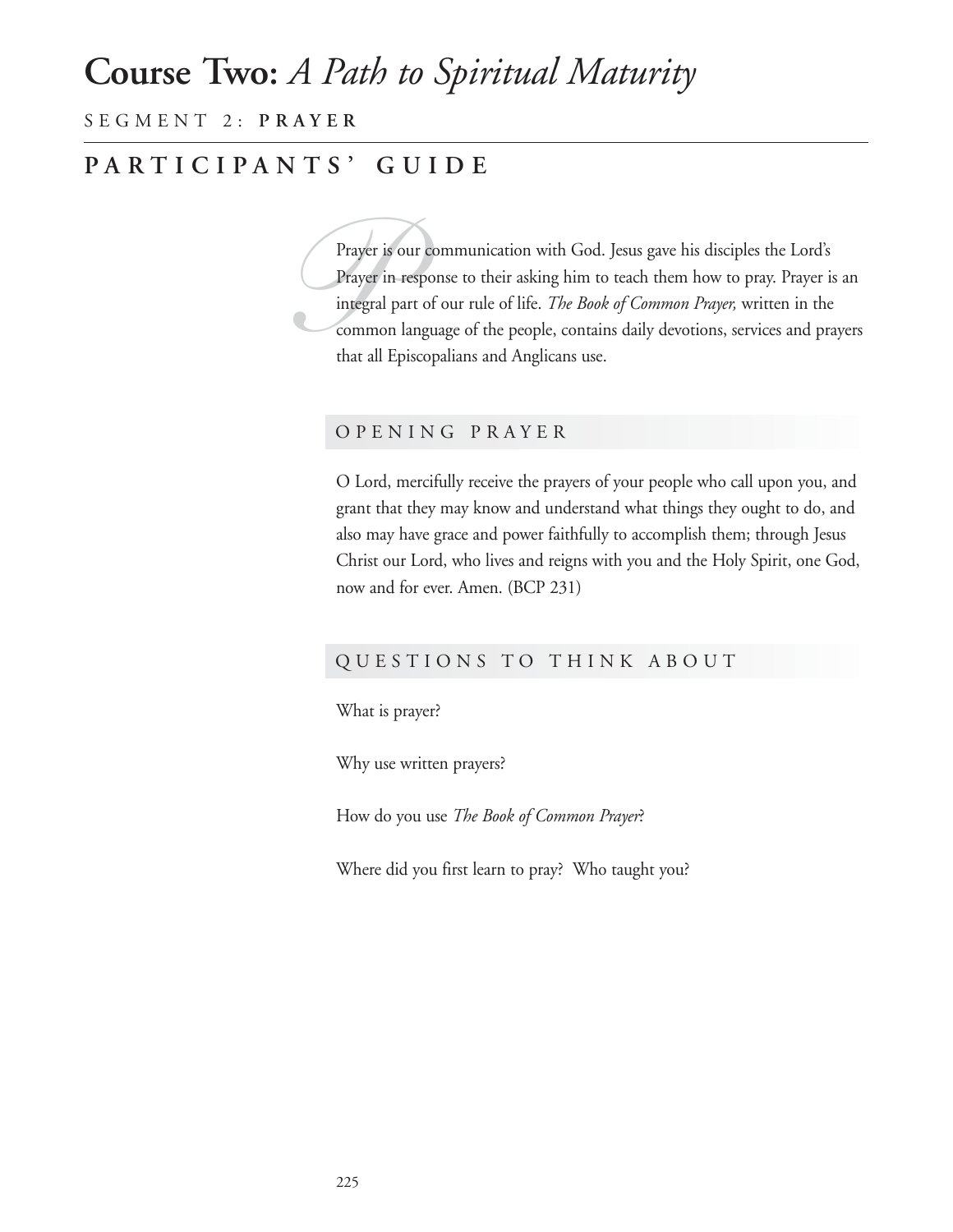# **Course Two:** *A Path to Spiritual Maturity*

SEGMENT 2: **PRAYER**

## PARTICIPANTS' GUIDE

Prayer is our communication with God. Jesus gave his disciples the Lord's Prayer in response to their asking him to teach them how to pray. Prayer is an integral part of our rule of life. *The Book of Common Prayer,* written in the common language of the people, contains daily devotions, services and prayers that all Episcopalians and Anglicans use.

### OPENING PRAYER

O Lord, mercifully receive the prayers of your people who call upon you, and grant that they may know and understand what things they ought to do, and also may have grace and power faithfully to accomplish them; through Jesus Christ our Lord, who lives and reigns with you and the Holy Spirit, one God, now and for ever. Amen. (BCP 231)

### QUESTIONS TO THINK ABOUT

What is prayer?

Why use written prayers?

How do you use *The Book of Common Prayer*?

Where did you first learn to pray? Who taught you?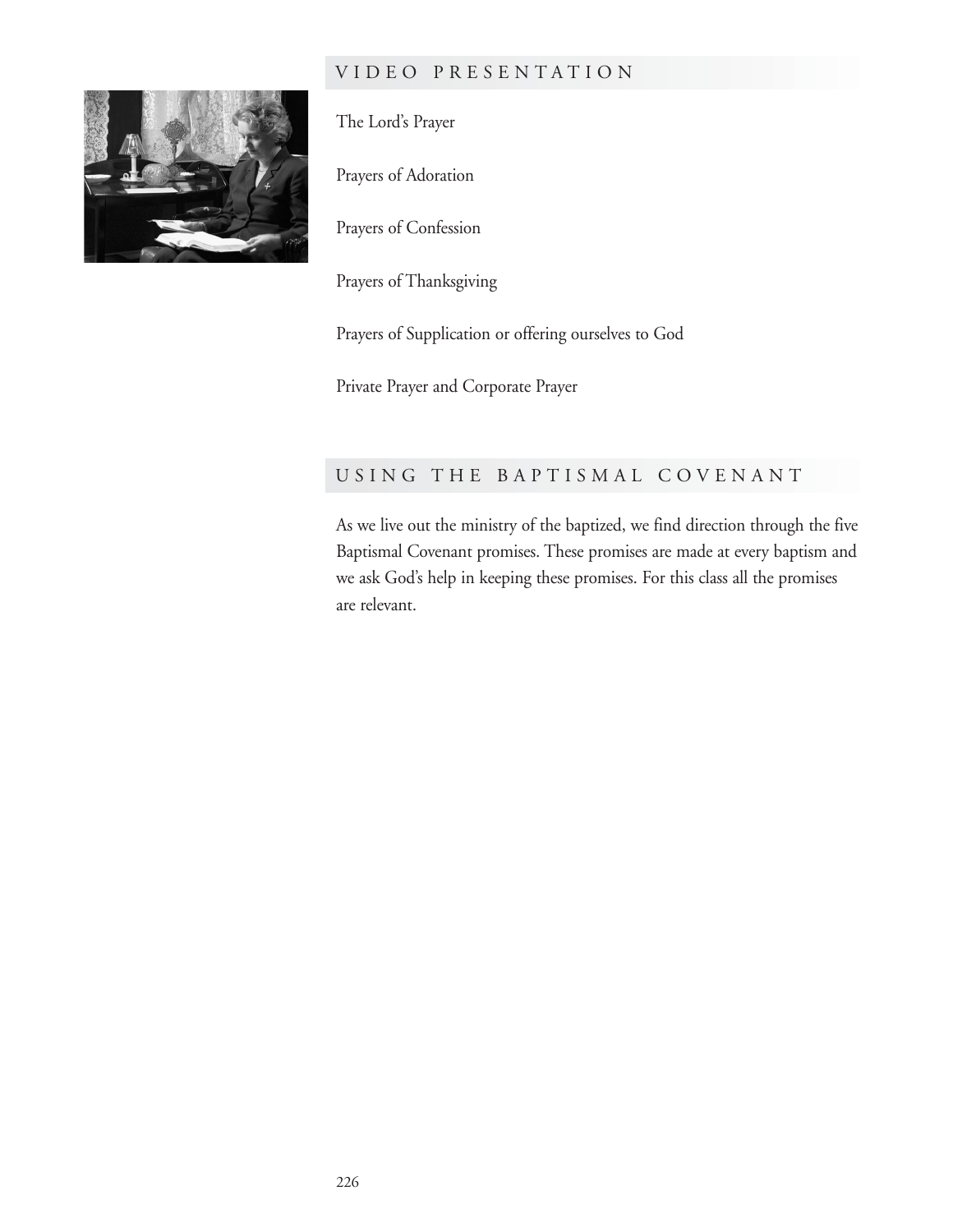## VIDEO PRESENTATION

The Lord's Prayer

Prayers of Adoration

Prayers of Confession

Prayers of Thanksgiving

Prayers of Supplication or offering ourselves to God

Private Prayer and Corporate Prayer

## USING THE BAPTISMAL COVENANT

As we live out the ministry of the baptized, we find direction through the five Baptismal Covenant promises. These promises are made at every baptism and we ask God's help in keeping these promises. For this class all the promises are relevant.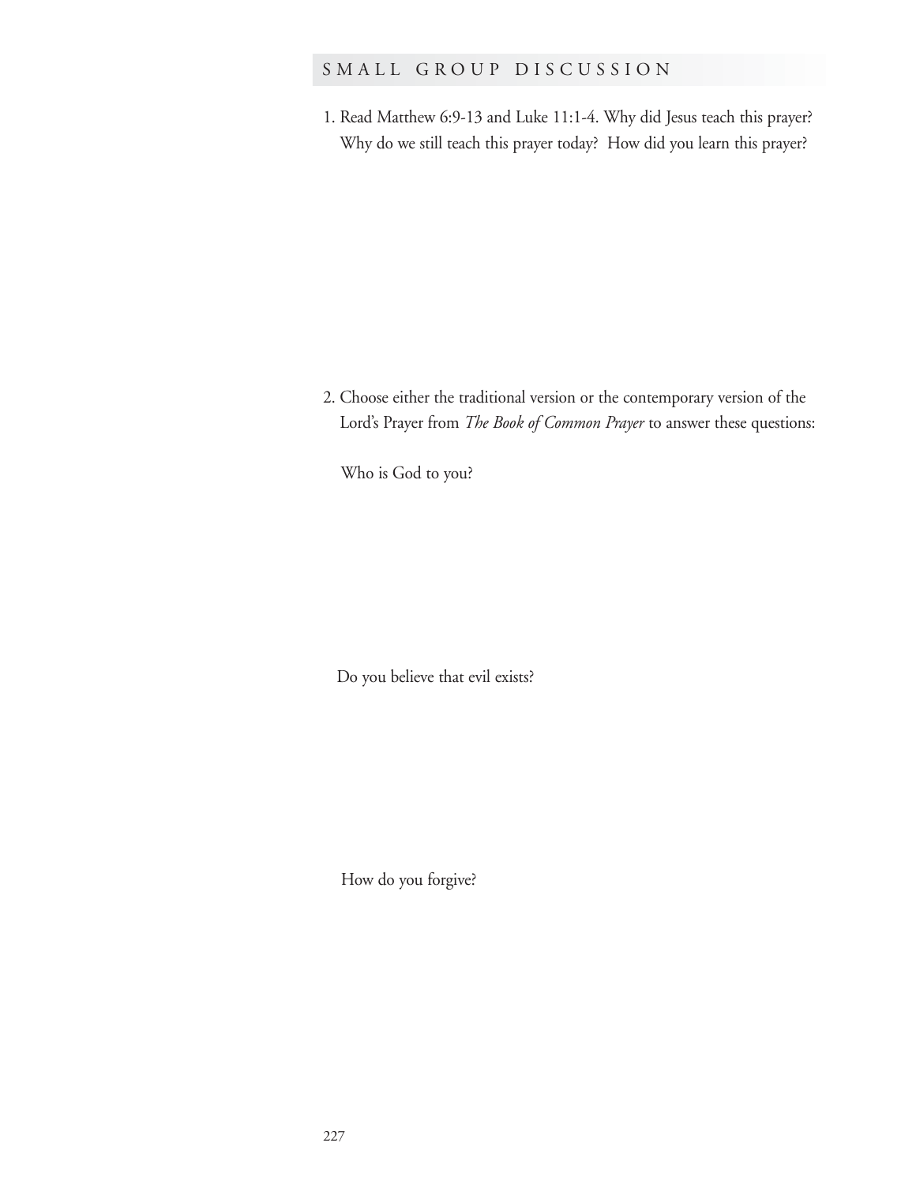## SMALL GROUP DISCUSSION

1. Read Matthew 6:9-13 and Luke 11:1-4. Why did Jesus teach this prayer? Why do we still teach this prayer today? How did you learn this prayer?

2. Choose either the traditional version or the contemporary version of the Lord's Prayer from *The Book of Common Prayer* to answer these questions:

   Who is God to you?

   Do you believe that evil exists?

   How do you forgive?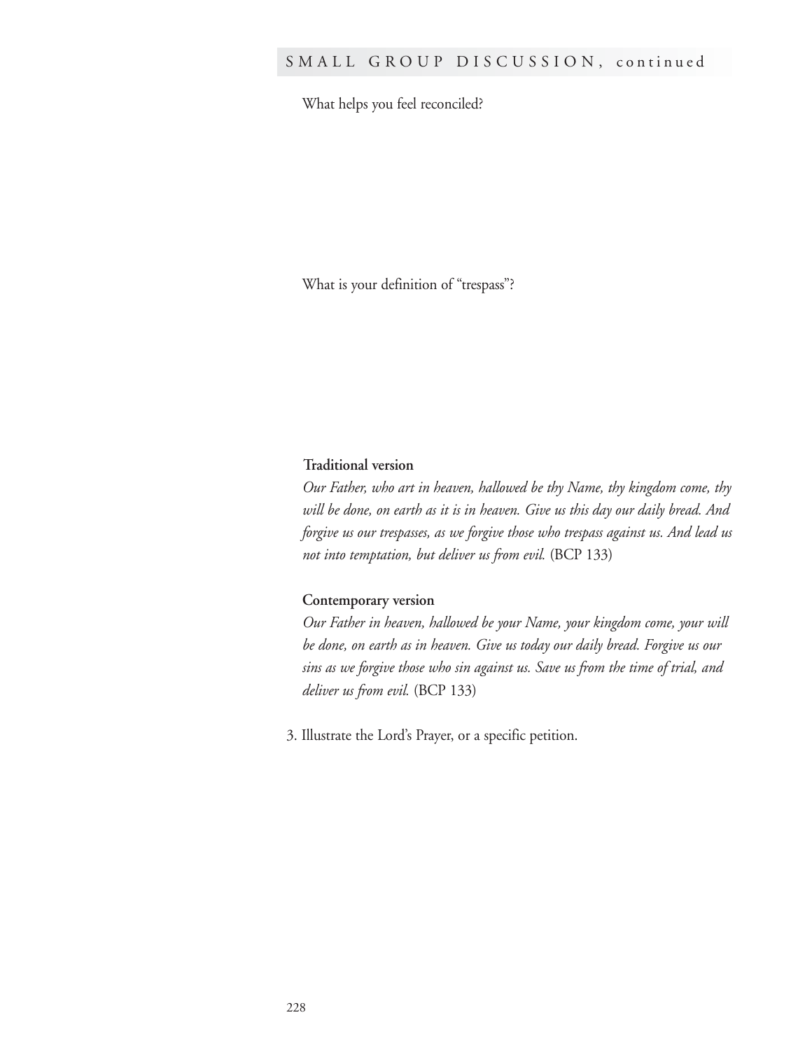## SMALL GROUP DISCUSSION, continued

What helps you feel reconciled?

What is your definition of "trespass"?

**Traditional version**

*Our Father, who art in heaven, hallowed be thy Name, thy kingdom come, thy will be done, on earth as it is in heaven. Give us this day our daily bread. And forgive us our trespasses, as we forgive those who trespass against us. And lead us not into temptation, but deliver us from evil.* (BCP 133)

**Contemporary version**

*Our Father in heaven, hallowed be your Name, your kingdom come, your will be done, on earth as in heaven. Give us today our daily bread. Forgive us our sins as we forgive those who sin against us. Save us from the time of trial, and deliver us from evil.* (BCP 133)

3. Illustrate the Lord's Prayer, or a specific petition.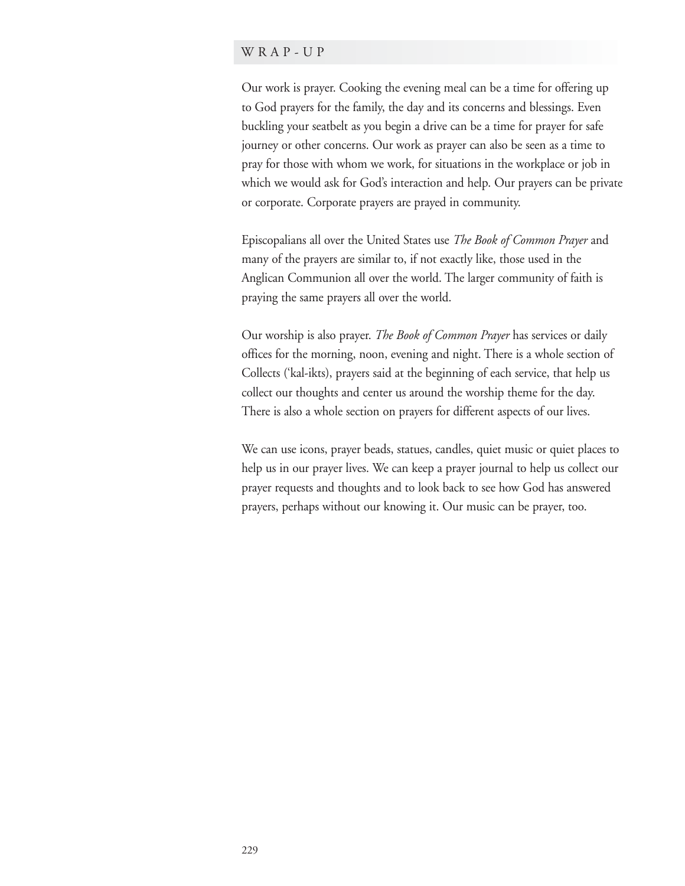## WRAP-UP

Our work is prayer. Cooking the evening meal can be a time for offering up to God prayers for the family, the day and its concerns and blessings. Even buckling your seatbelt as you begin a drive can be a time for prayer for safe journey or other concerns. Our work as prayer can also be seen as a time to pray for those with whom we work, for situations in the workplace or job in which we would ask for God's interaction and help. Our prayers can be private or corporate. Corporate prayers are prayed in community.

Episcopalians all over the United States use *The Book of Common Prayer* and many of the prayers are similar to, if not exactly like, those used in the Anglican Communion all over the world. The larger community of faith is praying the same prayers all over the world.

Our worship is also prayer. *The Book of Common Prayer* has services or daily offices for the morning, noon, evening and night. There is a whole section of Collects ('kal-ikts), prayers said at the beginning of each service, that help us collect our thoughts and center us around the worship theme for the day. There is also a whole section on prayers for different aspects of our lives.

We can use icons, prayer beads, statues, candles, quiet music or quiet places to help us in our prayer lives. We can keep a prayer journal to help us collect our prayer requests and thoughts and to look back to see how God has answered prayers, perhaps without our knowing it. Our music can be prayer, too.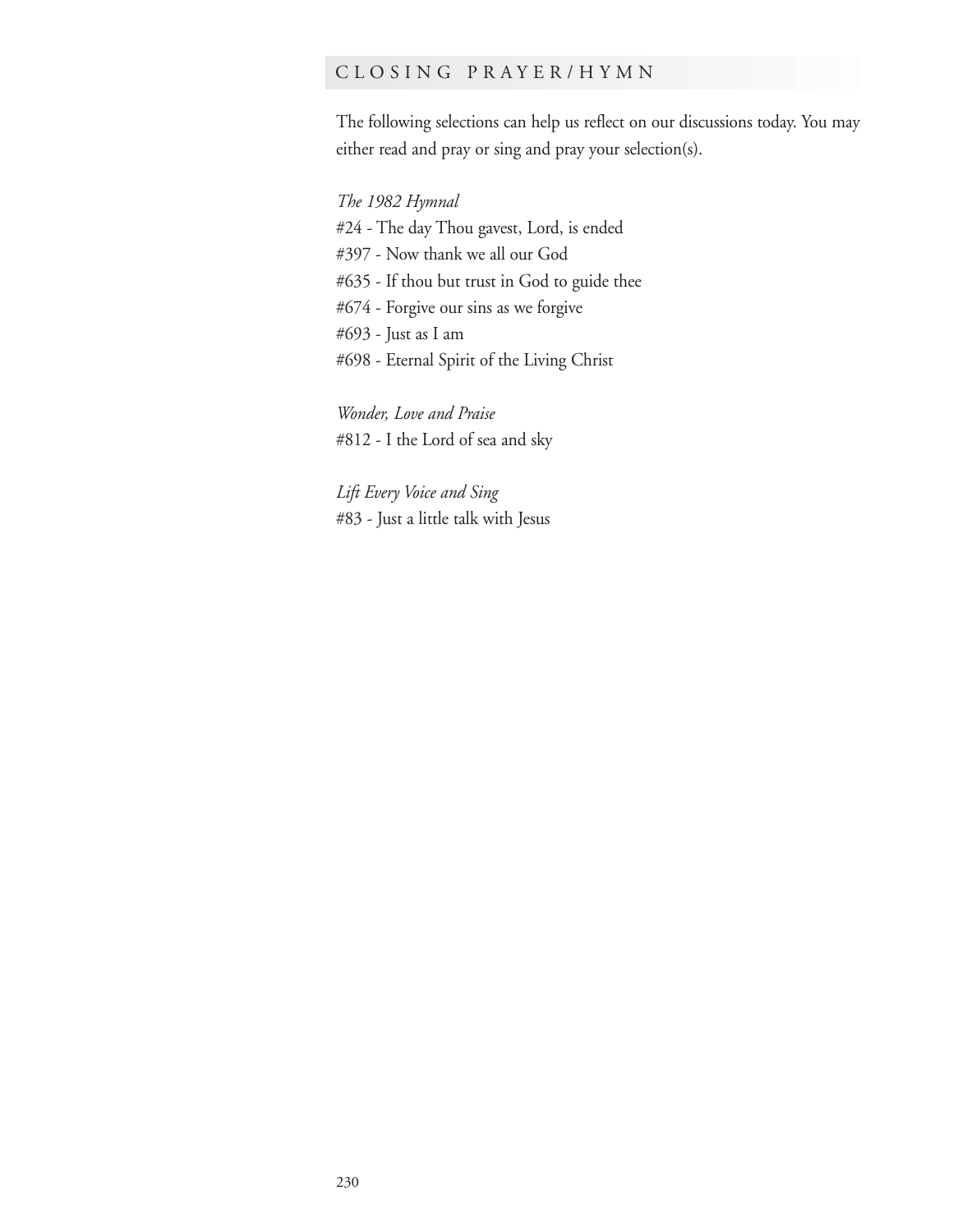## CLOSING PRAYER/HYMN

The following selections can help us reflect on our discussions today. You may either read and pray or sing and pray your selection(s).

*The 1982 Hymnal*
#24 - The day Thou gavest, Lord, is ended
#397 - Now thank we all our God
#635 - If thou but trust in God to guide thee
#674 - Forgive our sins as we forgive
#693 - Just as I am
#698 - Eternal Spirit of the Living Christ

*Wonder, Love and Praise*
#812 - I the Lord of sea and sky

*Lift Every Voice and Sing*
#83 - Just a little talk with Jesus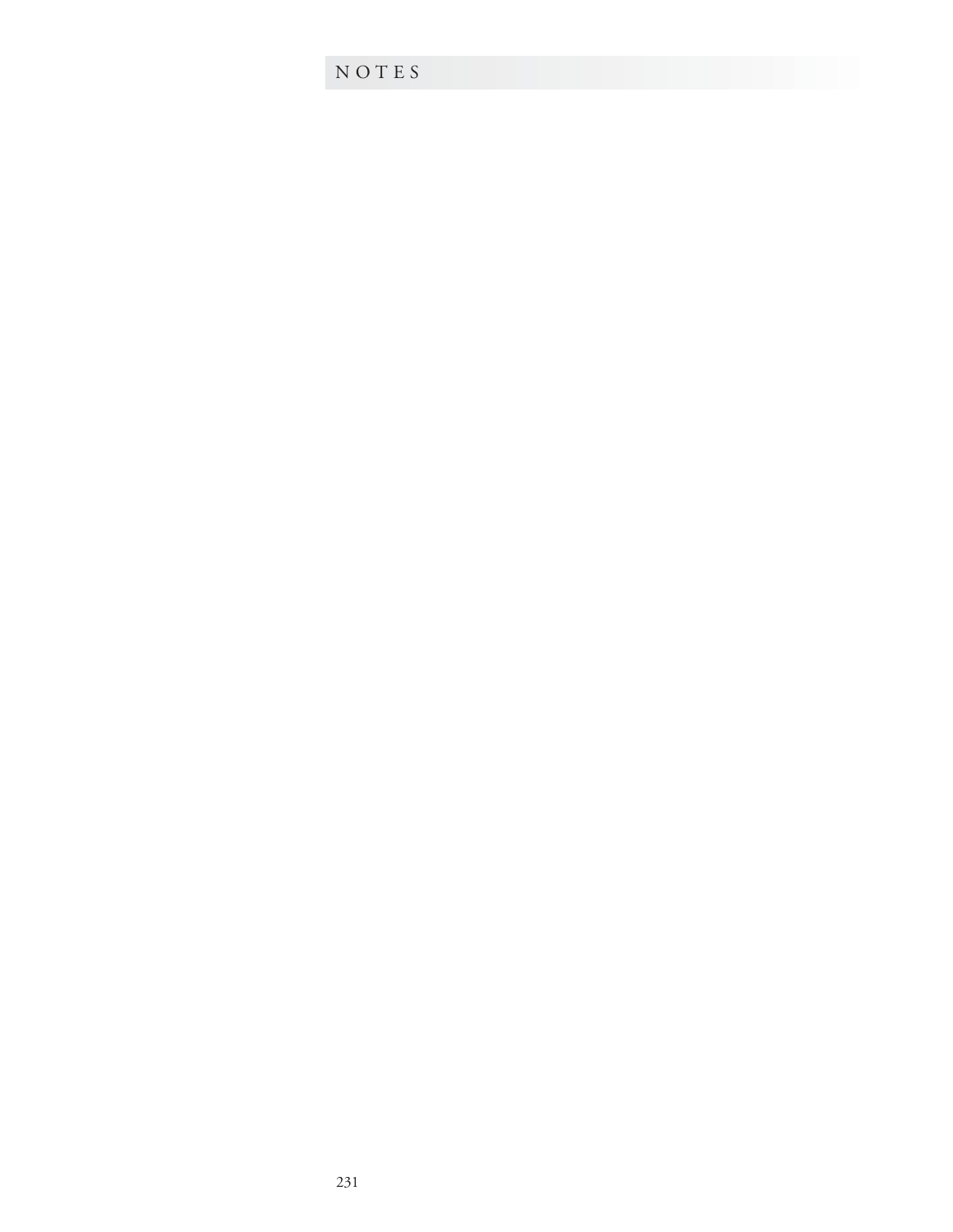# NOTES